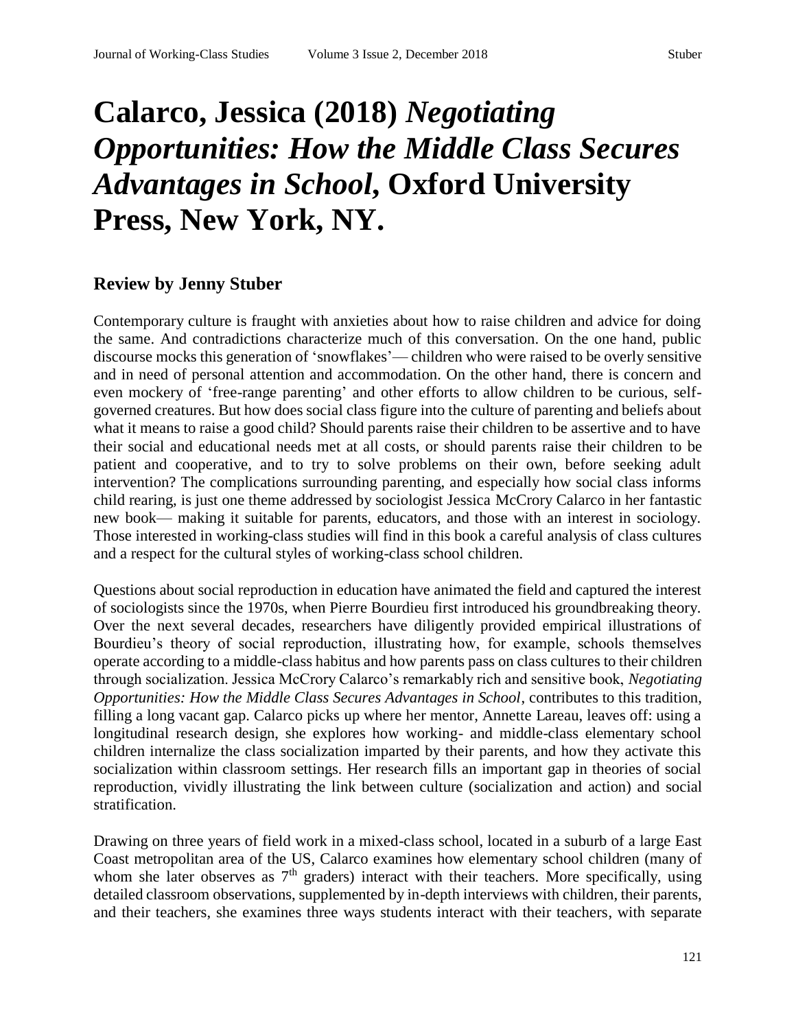# Calarco, Jessica (2018) *Negotiating Opportunities: How the Middle Class Secures Advantages in School*, Oxford University Press, New York, NY.

## Review by Jenny Stuber

Contemporary culture is fraught with anxieties about how to raise children and advice for doing the same. And contradictions characterize much of this conversation. On the one hand, public discourse mocks this generation of 'snowflakes'— children who were raised to be overly sensitive and in need of personal attention and accommodation. On the other hand, there is concern and even mockery of 'free-range parenting' and other efforts to allow children to be curious, self-governed creatures. But how does social class figure into the culture of parenting and beliefs about what it means to raise a good child? Should parents raise their children to be assertive and to have their social and educational needs met at all costs, or should parents raise their children to be patient and cooperative, and to try to solve problems on their own, before seeking adult intervention? The complications surrounding parenting, and especially how social class informs child rearing, is just one theme addressed by sociologist Jessica McCrory Calarco in her fantastic new book— making it suitable for parents, educators, and those with an interest in sociology. Those interested in working-class studies will find in this book a careful analysis of class cultures and a respect for the cultural styles of working-class school children.

Questions about social reproduction in education have animated the field and captured the interest of sociologists since the 1970s, when Pierre Bourdieu first introduced his groundbreaking theory. Over the next several decades, researchers have diligently provided empirical illustrations of Bourdieu's theory of social reproduction, illustrating how, for example, schools themselves operate according to a middle-class habitus and how parents pass on class cultures to their children through socialization. Jessica McCrory Calarco's remarkably rich and sensitive book, *Negotiating Opportunities: How the Middle Class Secures Advantages in School*, contributes to this tradition, filling a long vacant gap. Calarco picks up where her mentor, Annette Lareau, leaves off: using a longitudinal research design, she explores how working- and middle-class elementary school children internalize the class socialization imparted by their parents, and how they activate this socialization within classroom settings. Her research fills an important gap in theories of social reproduction, vividly illustrating the link between culture (socialization and action) and social stratification.

Drawing on three years of field work in a mixed-class school, located in a suburb of a large East Coast metropolitan area of the US, Calarco examines how elementary school children (many of whom she later observes as 7th graders) interact with their teachers. More specifically, using detailed classroom observations, supplemented by in-depth interviews with children, their parents, and their teachers, she examines three ways students interact with their teachers, with separate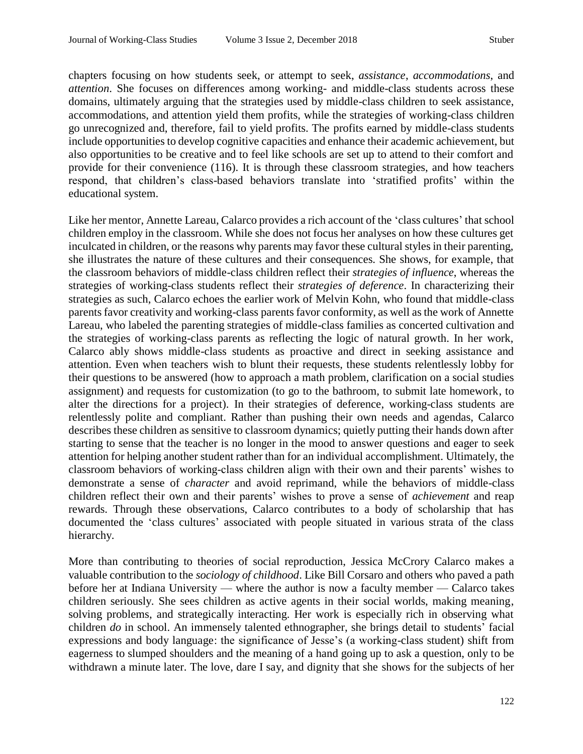chapters focusing on how students seek, or attempt to seek, *assistance*, *accommodations*, and *attention*. She focuses on differences among working- and middle-class students across these domains, ultimately arguing that the strategies used by middle-class children to seek assistance, accommodations, and attention yield them profits, while the strategies of working-class children go unrecognized and, therefore, fail to yield profits. The profits earned by middle-class students include opportunities to develop cognitive capacities and enhance their academic achievement, but also opportunities to be creative and to feel like schools are set up to attend to their comfort and provide for their convenience (116). It is through these classroom strategies, and how teachers respond, that children's class-based behaviors translate into 'stratified profits' within the educational system.

Like her mentor, Annette Lareau, Calarco provides a rich account of the 'class cultures' that school children employ in the classroom. While she does not focus her analyses on how these cultures get inculcated in children, or the reasons why parents may favor these cultural styles in their parenting, she illustrates the nature of these cultures and their consequences. She shows, for example, that the classroom behaviors of middle-class children reflect their *strategies of influence*, whereas the strategies of working-class students reflect their *strategies of deference*. In characterizing their strategies as such, Calarco echoes the earlier work of Melvin Kohn, who found that middle-class parents favor creativity and working-class parents favor conformity, as well as the work of Annette Lareau, who labeled the parenting strategies of middle-class families as concerted cultivation and the strategies of working-class parents as reflecting the logic of natural growth. In her work, Calarco ably shows middle-class students as proactive and direct in seeking assistance and attention. Even when teachers wish to blunt their requests, these students relentlessly lobby for their questions to be answered (how to approach a math problem, clarification on a social studies assignment) and requests for customization (to go to the bathroom, to submit late homework, to alter the directions for a project). In their strategies of deference, working-class students are relentlessly polite and compliant. Rather than pushing their own needs and agendas, Calarco describes these children as sensitive to classroom dynamics; quietly putting their hands down after starting to sense that the teacher is no longer in the mood to answer questions and eager to seek attention for helping another student rather than for an individual accomplishment. Ultimately, the classroom behaviors of working-class children align with their own and their parents' wishes to demonstrate a sense of *character* and avoid reprimand, while the behaviors of middle-class children reflect their own and their parents' wishes to prove a sense of *achievement* and reap rewards. Through these observations, Calarco contributes to a body of scholarship that has documented the 'class cultures' associated with people situated in various strata of the class hierarchy.

More than contributing to theories of social reproduction, Jessica McCrory Calarco makes a valuable contribution to the *sociology of childhood*. Like Bill Corsaro and others who paved a path before her at Indiana University — where the author is now a faculty member — Calarco takes children seriously. She sees children as active agents in their social worlds, making meaning, solving problems, and strategically interacting. Her work is especially rich in observing what children *do* in school. An immensely talented ethnographer, she brings detail to students' facial expressions and body language: the significance of Jesse's (a working-class student) shift from eagerness to slumped shoulders and the meaning of a hand going up to ask a question, only to be withdrawn a minute later. The love, dare I say, and dignity that she shows for the subjects of her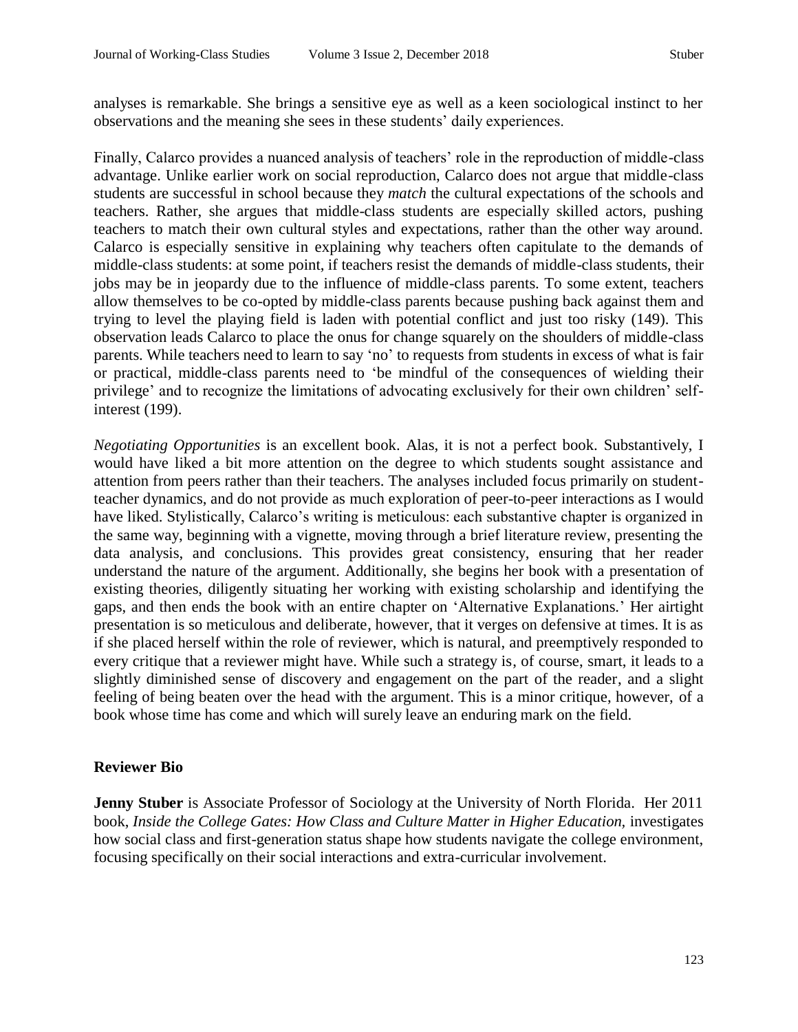analyses is remarkable. She brings a sensitive eye as well as a keen sociological instinct to her observations and the meaning she sees in these students' daily experiences.

Finally, Calarco provides a nuanced analysis of teachers' role in the reproduction of middle-class advantage. Unlike earlier work on social reproduction, Calarco does not argue that middle-class students are successful in school because they *match* the cultural expectations of the schools and teachers. Rather, she argues that middle-class students are especially skilled actors, pushing teachers to match their own cultural styles and expectations, rather than the other way around. Calarco is especially sensitive in explaining why teachers often capitulate to the demands of middle-class students: at some point, if teachers resist the demands of middle-class students, their jobs may be in jeopardy due to the influence of middle-class parents. To some extent, teachers allow themselves to be co-opted by middle-class parents because pushing back against them and trying to level the playing field is laden with potential conflict and just too risky (149). This observation leads Calarco to place the onus for change squarely on the shoulders of middle-class parents. While teachers need to learn to say 'no' to requests from students in excess of what is fair or practical, middle-class parents need to 'be mindful of the consequences of wielding their privilege' and to recognize the limitations of advocating exclusively for their own children' self-interest (199).

*Negotiating Opportunities* is an excellent book. Alas, it is not a perfect book. Substantively, I would have liked a bit more attention on the degree to which students sought assistance and attention from peers rather than their teachers. The analyses included focus primarily on student-teacher dynamics, and do not provide as much exploration of peer-to-peer interactions as I would have liked. Stylistically, Calarco's writing is meticulous: each substantive chapter is organized in the same way, beginning with a vignette, moving through a brief literature review, presenting the data analysis, and conclusions. This provides great consistency, ensuring that her reader understand the nature of the argument. Additionally, she begins her book with a presentation of existing theories, diligently situating her working with existing scholarship and identifying the gaps, and then ends the book with an entire chapter on 'Alternative Explanations.' Her airtight presentation is so meticulous and deliberate, however, that it verges on defensive at times. It is as if she placed herself within the role of reviewer, which is natural, and preemptively responded to every critique that a reviewer might have. While such a strategy is, of course, smart, it leads to a slightly diminished sense of discovery and engagement on the part of the reader, and a slight feeling of being beaten over the head with the argument. This is a minor critique, however, of a book whose time has come and which will surely leave an enduring mark on the field.

## Reviewer Bio

**Jenny Stuber** is Associate Professor of Sociology at the University of North Florida. Her 2011 book, *Inside the College Gates: How Class and Culture Matter in Higher Education,* investigates how social class and first-generation status shape how students navigate the college environment, focusing specifically on their social interactions and extra-curricular involvement.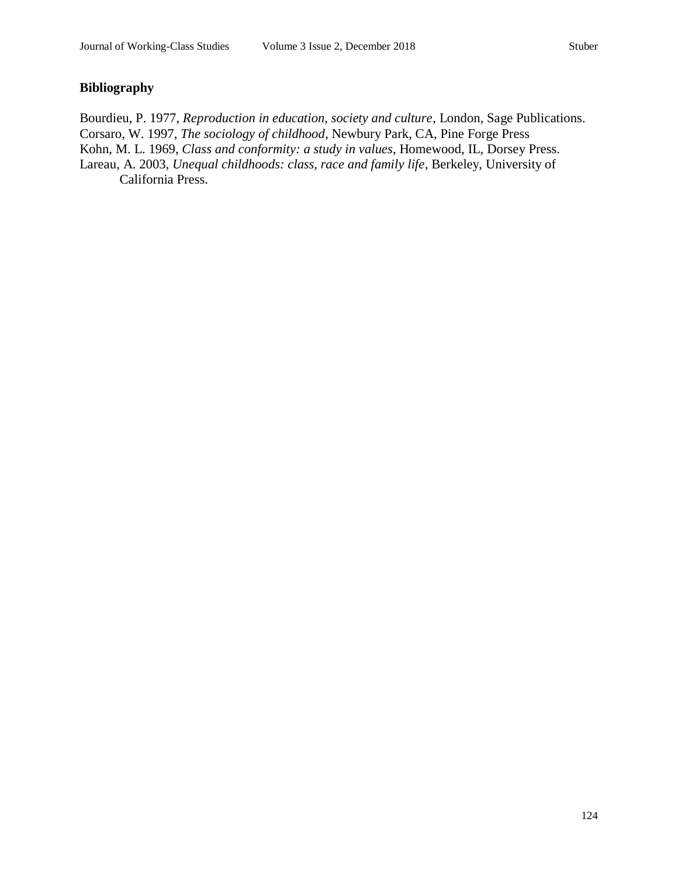## Bibliography

Bourdieu, P. 1977, *Reproduction in education, society and culture*, London, Sage Publications.
Corsaro, W. 1997, *The sociology of childhood*, Newbury Park, CA, Pine Forge Press
Kohn, M. L. 1969, *Class and conformity: a study in values*, Homewood, IL, Dorsey Press.
Lareau, A. 2003, *Unequal childhoods: class, race and family life*, Berkeley, University of California Press.